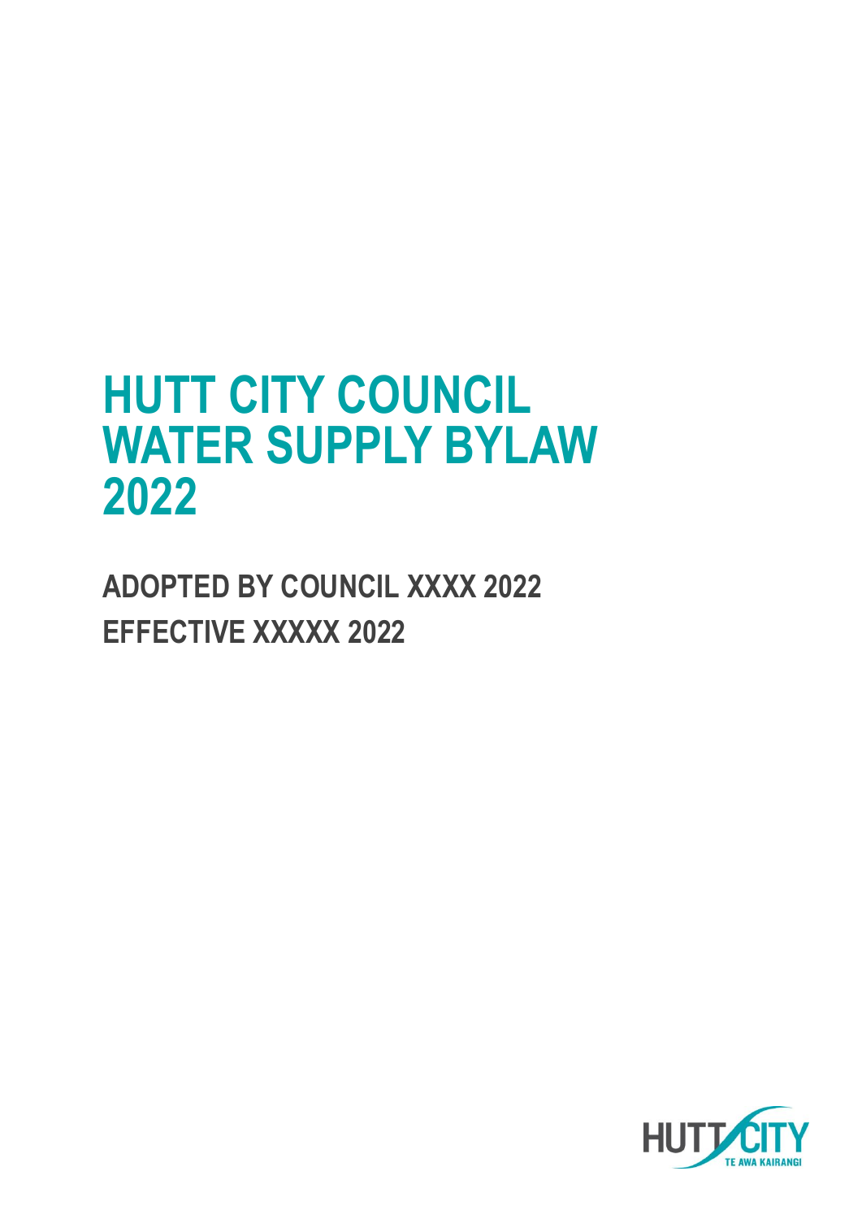# HUTT CITY COUNCIL WATER SUPPLY BYLAW 2022

## ADOPTED BY COUNCIL XXXX 2022

## EFFECTIVE XXXXX 2022

HUTT CITY
TE AWA KAIRANGI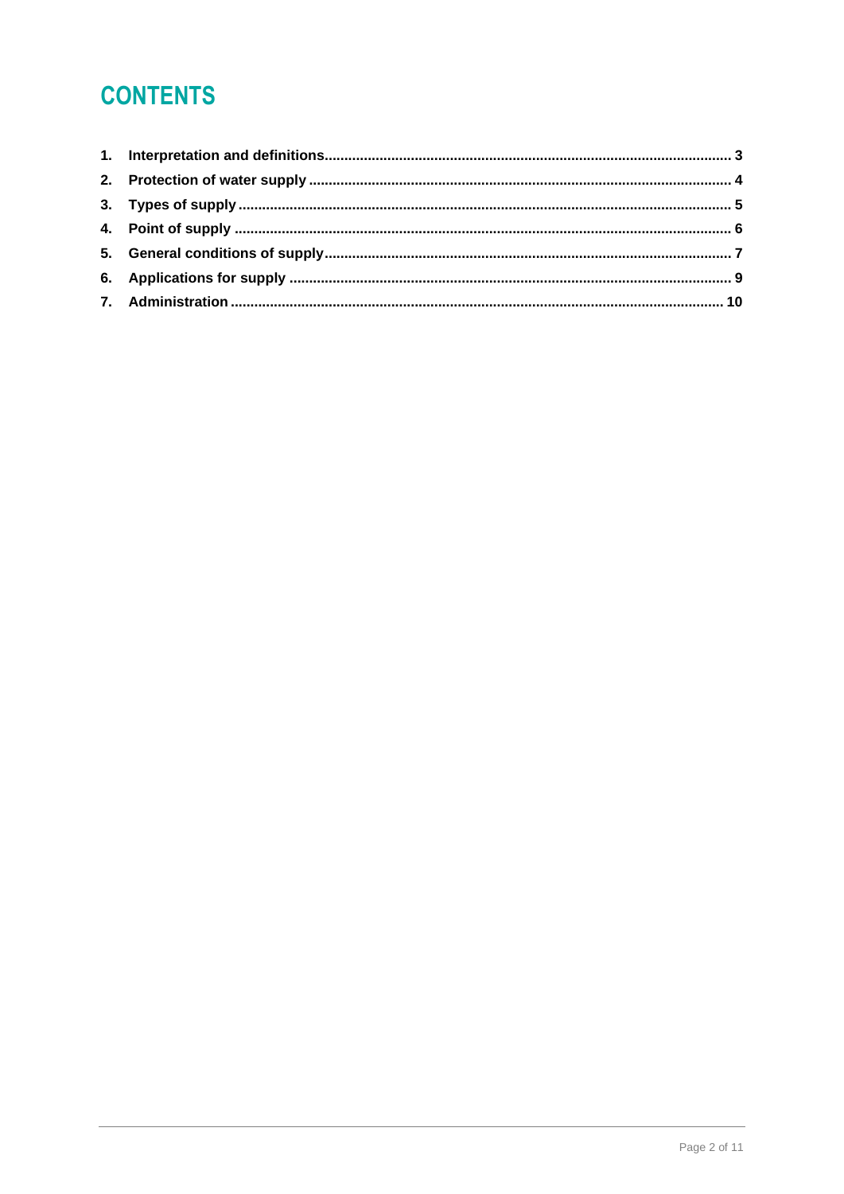# CONTENTS

1. **Interpretation and definitions** ..................................................................................................... **3**
2. **Protection of water supply** ......................................................................................................... **4**
3. **Types of supply** .......................................................................................................................... **5**
4. **Point of supply** ........................................................................................................................... **6**
5. **General conditions of supply** ..................................................................................................... **7**
6. **Applications for supply** .............................................................................................................. **9**
7. **Administration** ........................................................................................................................... **10**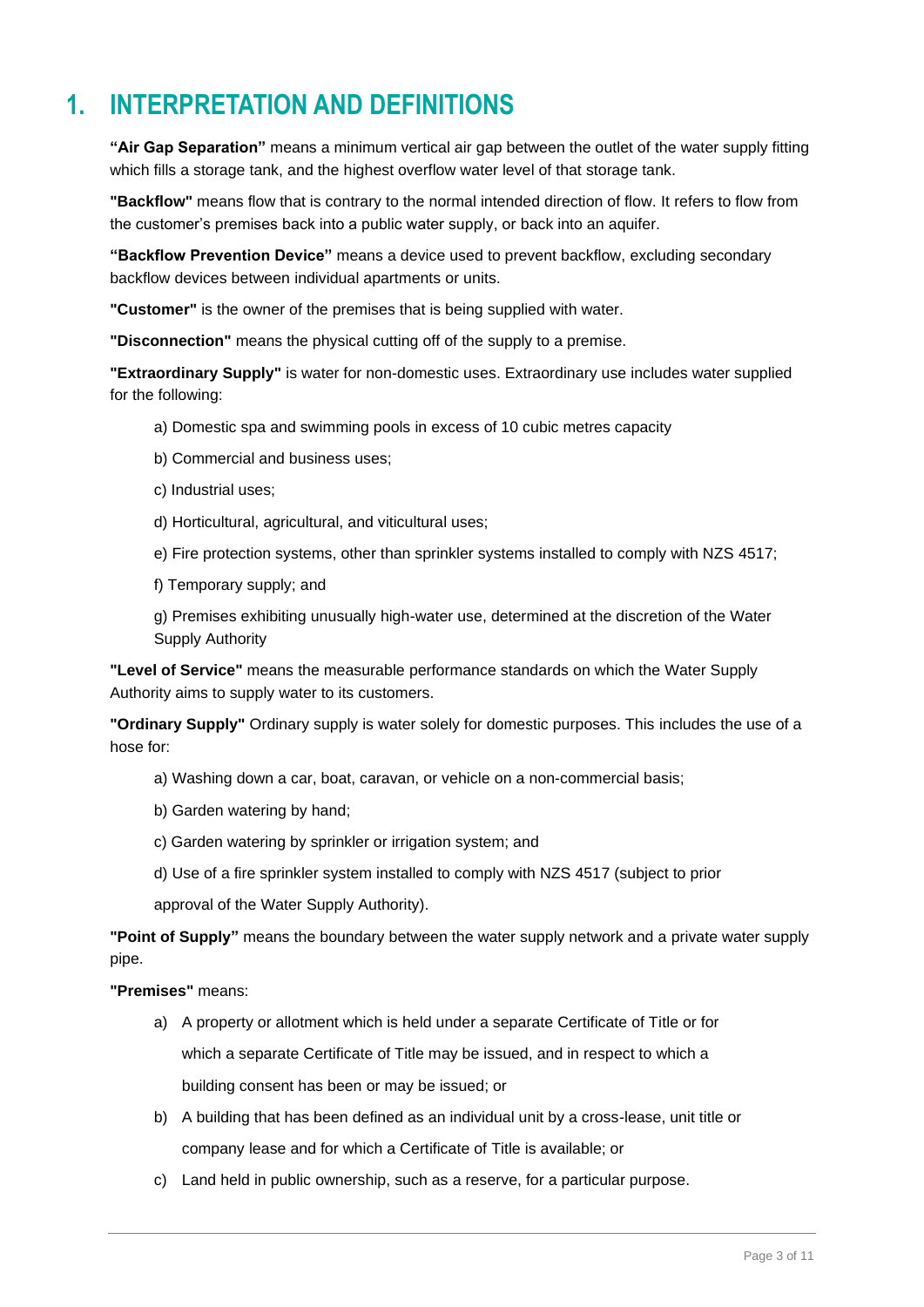# 1. INTERPRETATION AND DEFINITIONS

**"Air Gap Separation"** means a minimum vertical air gap between the outlet of the water supply fitting which fills a storage tank, and the highest overflow water level of that storage tank.

**"Backflow"** means flow that is contrary to the normal intended direction of flow. It refers to flow from the customer's premises back into a public water supply, or back into an aquifer.

**"Backflow Prevention Device"** means a device used to prevent backflow, excluding secondary backflow devices between individual apartments or units.

**"Customer"** is the owner of the premises that is being supplied with water.

**"Disconnection"** means the physical cutting off of the supply to a premise.

**"Extraordinary Supply"** is water for non-domestic uses. Extraordinary use includes water supplied for the following:

a) Domestic spa and swimming pools in excess of 10 cubic metres capacity

b) Commercial and business uses;

c) Industrial uses;

d) Horticultural, agricultural, and viticultural uses;

e) Fire protection systems, other than sprinkler systems installed to comply with NZS 4517;

f) Temporary supply; and

g) Premises exhibiting unusually high-water use, determined at the discretion of the Water Supply Authority

**"Level of Service"** means the measurable performance standards on which the Water Supply Authority aims to supply water to its customers.

**"Ordinary Supply"** Ordinary supply is water solely for domestic purposes. This includes the use of a hose for:

a) Washing down a car, boat, caravan, or vehicle on a non-commercial basis;

b) Garden watering by hand;

c) Garden watering by sprinkler or irrigation system; and

d) Use of a fire sprinkler system installed to comply with NZS 4517 (subject to prior approval of the Water Supply Authority).

**"Point of Supply"** means the boundary between the water supply network and a private water supply pipe.

**"Premises"** means:

a) A property or allotment which is held under a separate Certificate of Title or for which a separate Certificate of Title may be issued, and in respect to which a building consent has been or may be issued; or

b) A building that has been defined as an individual unit by a cross-lease, unit title or company lease and for which a Certificate of Title is available; or

c) Land held in public ownership, such as a reserve, for a particular purpose.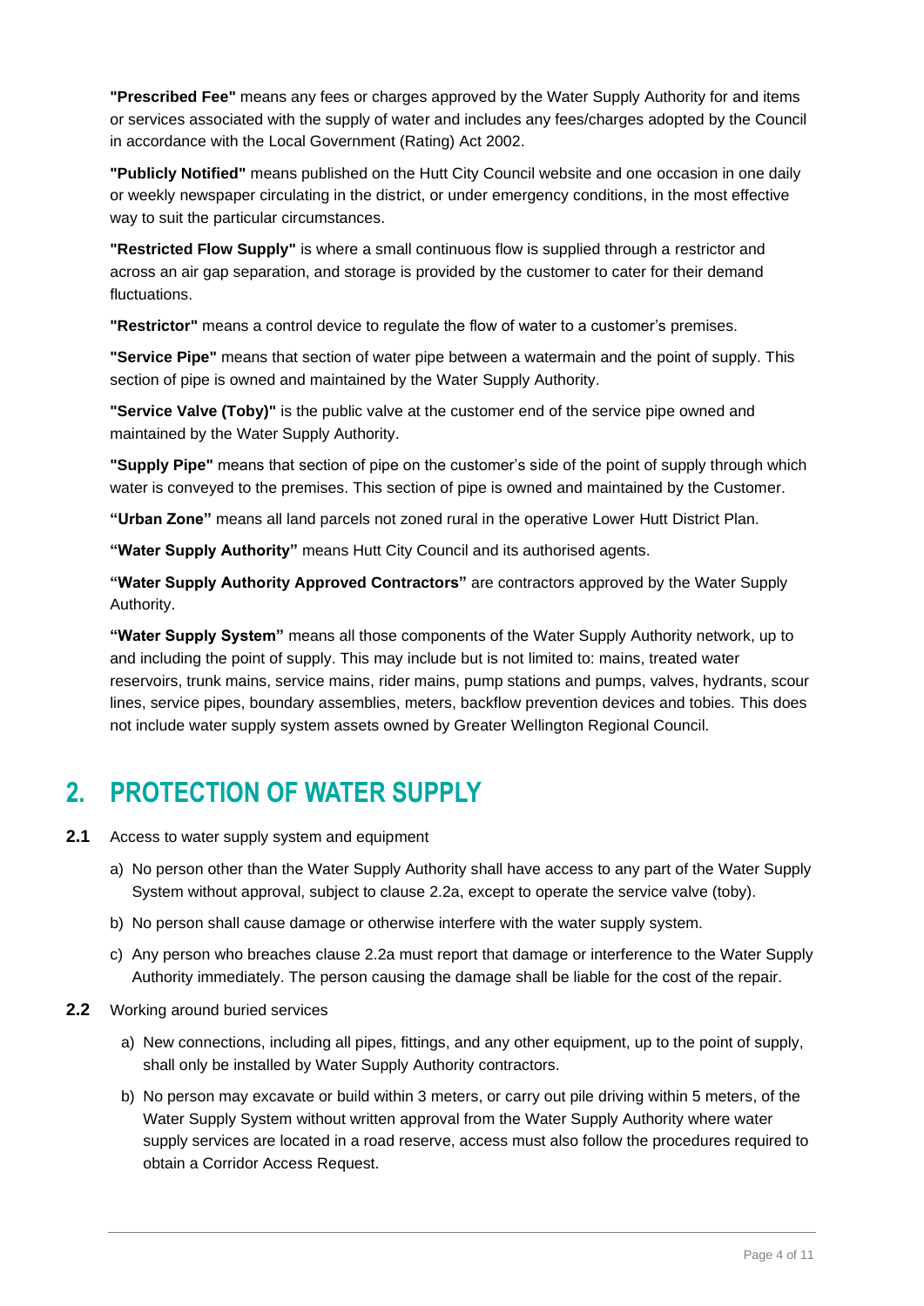**"Prescribed Fee"** means any fees or charges approved by the Water Supply Authority for and items or services associated with the supply of water and includes any fees/charges adopted by the Council in accordance with the Local Government (Rating) Act 2002.

**"Publicly Notified"** means published on the Hutt City Council website and one occasion in one daily or weekly newspaper circulating in the district, or under emergency conditions, in the most effective way to suit the particular circumstances.

**"Restricted Flow Supply"** is where a small continuous flow is supplied through a restrictor and across an air gap separation, and storage is provided by the customer to cater for their demand fluctuations.

**"Restrictor"** means a control device to regulate the flow of water to a customer's premises.

**"Service Pipe"** means that section of water pipe between a watermain and the point of supply. This section of pipe is owned and maintained by the Water Supply Authority.

**"Service Valve (Toby)"** is the public valve at the customer end of the service pipe owned and maintained by the Water Supply Authority.

**"Supply Pipe"** means that section of pipe on the customer's side of the point of supply through which water is conveyed to the premises. This section of pipe is owned and maintained by the Customer.

**"Urban Zone"** means all land parcels not zoned rural in the operative Lower Hutt District Plan.

**"Water Supply Authority"** means Hutt City Council and its authorised agents.

**"Water Supply Authority Approved Contractors"** are contractors approved by the Water Supply Authority.

**"Water Supply System"** means all those components of the Water Supply Authority network, up to and including the point of supply. This may include but is not limited to: mains, treated water reservoirs, trunk mains, service mains, rider mains, pump stations and pumps, valves, hydrants, scour lines, service pipes, boundary assemblies, meters, backflow prevention devices and tobies. This does not include water supply system assets owned by Greater Wellington Regional Council.

## 2. PROTECTION OF WATER SUPPLY

**2.1** Access to water supply system and equipment

a) No person other than the Water Supply Authority shall have access to any part of the Water Supply System without approval, subject to clause 2.2a, except to operate the service valve (toby).

b) No person shall cause damage or otherwise interfere with the water supply system.

c) Any person who breaches clause 2.2a must report that damage or interference to the Water Supply Authority immediately. The person causing the damage shall be liable for the cost of the repair.

**2.2** Working around buried services

a) New connections, including all pipes, fittings, and any other equipment, up to the point of supply, shall only be installed by Water Supply Authority contractors.

b) No person may excavate or build within 3 meters, or carry out pile driving within 5 meters, of the Water Supply System without written approval from the Water Supply Authority where water supply services are located in a road reserve, access must also follow the procedures required to obtain a Corridor Access Request.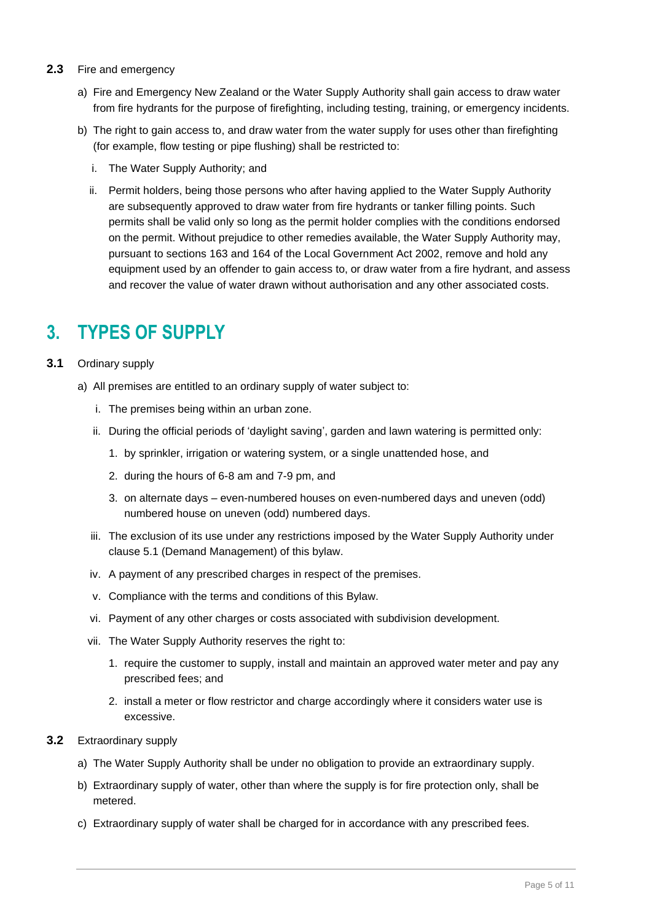**2.3** Fire and emergency

a) Fire and Emergency New Zealand or the Water Supply Authority shall gain access to draw water from fire hydrants for the purpose of firefighting, including testing, training, or emergency incidents.

b) The right to gain access to, and draw water from the water supply for uses other than firefighting (for example, flow testing or pipe flushing) shall be restricted to:

   i. The Water Supply Authority; and

   ii. Permit holders, being those persons who after having applied to the Water Supply Authority are subsequently approved to draw water from fire hydrants or tanker filling points. Such permits shall be valid only so long as the permit holder complies with the conditions endorsed on the permit. Without prejudice to other remedies available, the Water Supply Authority may, pursuant to sections 163 and 164 of the Local Government Act 2002, remove and hold any equipment used by an offender to gain access to, or draw water from a fire hydrant, and assess and recover the value of water drawn without authorisation and any other associated costs.

# 3. TYPES OF SUPPLY

**3.1** Ordinary supply

a) All premises are entitled to an ordinary supply of water subject to:

   i. The premises being within an urban zone.

   ii. During the official periods of 'daylight saving', garden and lawn watering is permitted only:

      1. by sprinkler, irrigation or watering system, or a single unattended hose, and

      2. during the hours of 6-8 am and 7-9 pm, and

      3. on alternate days – even-numbered houses on even-numbered days and uneven (odd) numbered house on uneven (odd) numbered days.

   iii. The exclusion of its use under any restrictions imposed by the Water Supply Authority under clause 5.1 (Demand Management) of this bylaw.

   iv. A payment of any prescribed charges in respect of the premises.

   v. Compliance with the terms and conditions of this Bylaw.

   vi. Payment of any other charges or costs associated with subdivision development.

   vii. The Water Supply Authority reserves the right to:

      1. require the customer to supply, install and maintain an approved water meter and pay any prescribed fees; and

      2. install a meter or flow restrictor and charge accordingly where it considers water use is excessive.

**3.2** Extraordinary supply

a) The Water Supply Authority shall be under no obligation to provide an extraordinary supply.

b) Extraordinary supply of water, other than where the supply is for fire protection only, shall be metered.

c) Extraordinary supply of water shall be charged for in accordance with any prescribed fees.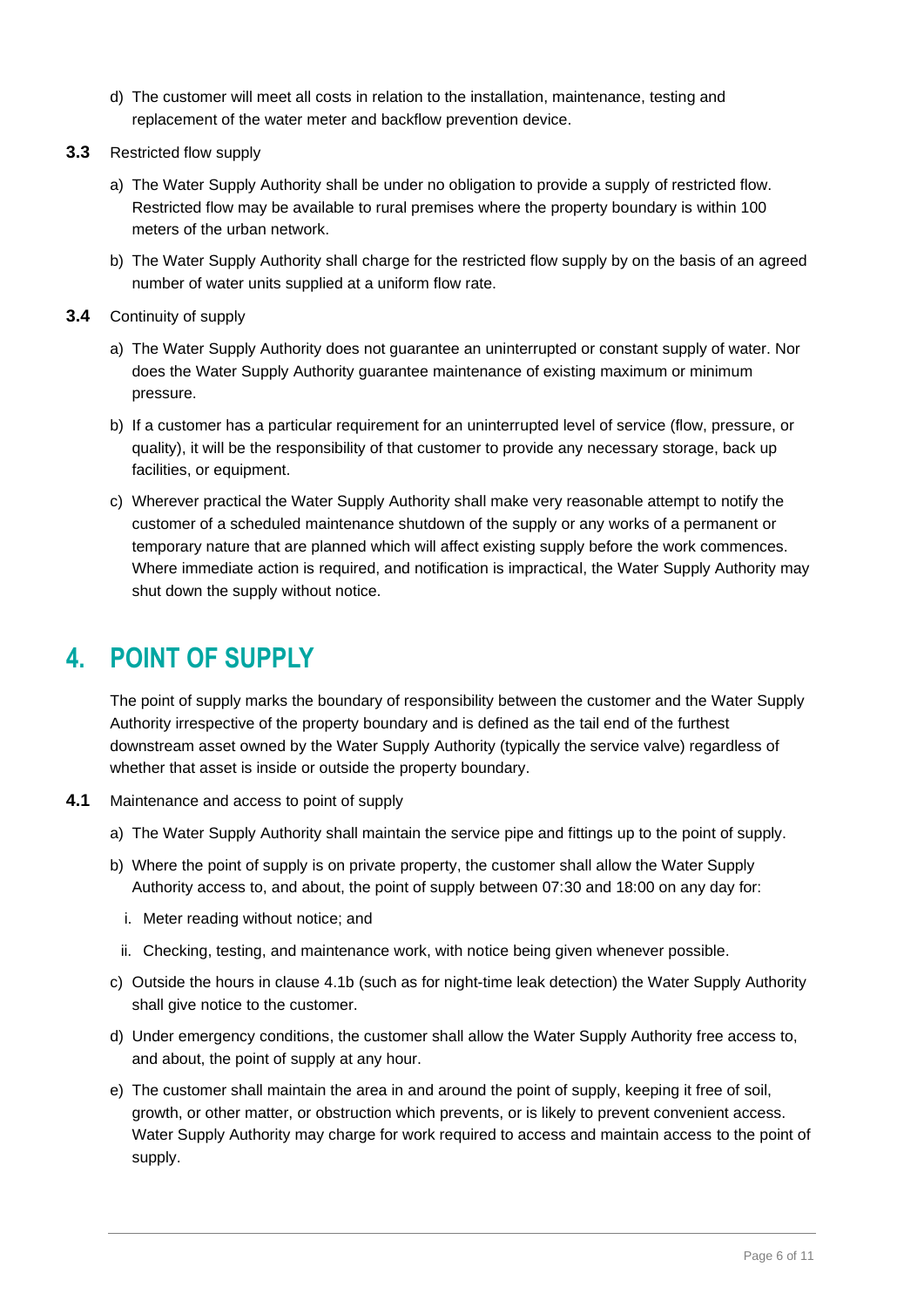d) The customer will meet all costs in relation to the installation, maintenance, testing and replacement of the water meter and backflow prevention device.

**3.3** Restricted flow supply

a) The Water Supply Authority shall be under no obligation to provide a supply of restricted flow. Restricted flow may be available to rural premises where the property boundary is within 100 meters of the urban network.

b) The Water Supply Authority shall charge for the restricted flow supply by on the basis of an agreed number of water units supplied at a uniform flow rate.

**3.4** Continuity of supply

a) The Water Supply Authority does not guarantee an uninterrupted or constant supply of water. Nor does the Water Supply Authority guarantee maintenance of existing maximum or minimum pressure.

b) If a customer has a particular requirement for an uninterrupted level of service (flow, pressure, or quality), it will be the responsibility of that customer to provide any necessary storage, back up facilities, or equipment.

c) Wherever practical the Water Supply Authority shall make very reasonable attempt to notify the customer of a scheduled maintenance shutdown of the supply or any works of a permanent or temporary nature that are planned which will affect existing supply before the work commences. Where immediate action is required, and notification is impractical, the Water Supply Authority may shut down the supply without notice.

# 4. POINT OF SUPPLY

The point of supply marks the boundary of responsibility between the customer and the Water Supply Authority irrespective of the property boundary and is defined as the tail end of the furthest downstream asset owned by the Water Supply Authority (typically the service valve) regardless of whether that asset is inside or outside the property boundary.

**4.1** Maintenance and access to point of supply

a) The Water Supply Authority shall maintain the service pipe and fittings up to the point of supply.

b) Where the point of supply is on private property, the customer shall allow the Water Supply Authority access to, and about, the point of supply between 07:30 and 18:00 on any day for:

i. Meter reading without notice; and

ii. Checking, testing, and maintenance work, with notice being given whenever possible.

c) Outside the hours in clause 4.1b (such as for night-time leak detection) the Water Supply Authority shall give notice to the customer.

d) Under emergency conditions, the customer shall allow the Water Supply Authority free access to, and about, the point of supply at any hour.

e) The customer shall maintain the area in and around the point of supply, keeping it free of soil, growth, or other matter, or obstruction which prevents, or is likely to prevent convenient access. Water Supply Authority may charge for work required to access and maintain access to the point of supply.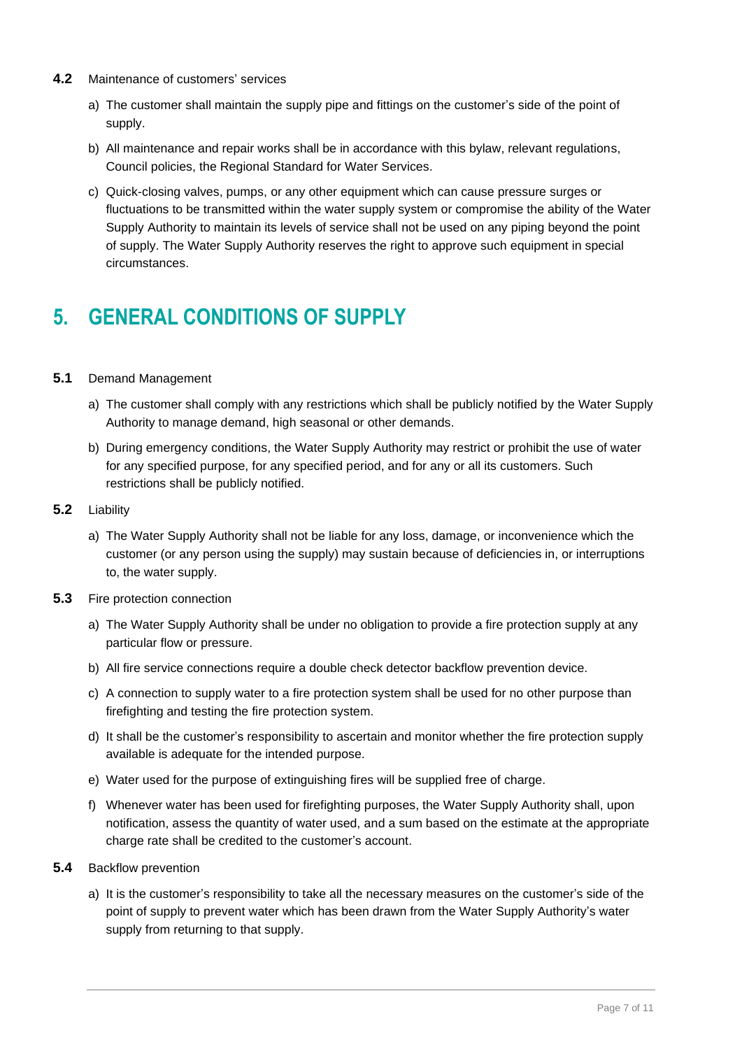**4.2** Maintenance of customers' services

a) The customer shall maintain the supply pipe and fittings on the customer's side of the point of supply.

b) All maintenance and repair works shall be in accordance with this bylaw, relevant regulations, Council policies, the Regional Standard for Water Services.

c) Quick-closing valves, pumps, or any other equipment which can cause pressure surges or fluctuations to be transmitted within the water supply system or compromise the ability of the Water Supply Authority to maintain its levels of service shall not be used on any piping beyond the point of supply. The Water Supply Authority reserves the right to approve such equipment in special circumstances.

# 5. GENERAL CONDITIONS OF SUPPLY

**5.1** Demand Management

a) The customer shall comply with any restrictions which shall be publicly notified by the Water Supply Authority to manage demand, high seasonal or other demands.

b) During emergency conditions, the Water Supply Authority may restrict or prohibit the use of water for any specified purpose, for any specified period, and for any or all its customers. Such restrictions shall be publicly notified.

**5.2** Liability

a) The Water Supply Authority shall not be liable for any loss, damage, or inconvenience which the customer (or any person using the supply) may sustain because of deficiencies in, or interruptions to, the water supply.

**5.3** Fire protection connection

a) The Water Supply Authority shall be under no obligation to provide a fire protection supply at any particular flow or pressure.

b) All fire service connections require a double check detector backflow prevention device.

c) A connection to supply water to a fire protection system shall be used for no other purpose than firefighting and testing the fire protection system.

d) It shall be the customer's responsibility to ascertain and monitor whether the fire protection supply available is adequate for the intended purpose.

e) Water used for the purpose of extinguishing fires will be supplied free of charge.

f) Whenever water has been used for firefighting purposes, the Water Supply Authority shall, upon notification, assess the quantity of water used, and a sum based on the estimate at the appropriate charge rate shall be credited to the customer's account.

**5.4** Backflow prevention

a) It is the customer's responsibility to take all the necessary measures on the customer's side of the point of supply to prevent water which has been drawn from the Water Supply Authority's water supply from returning to that supply.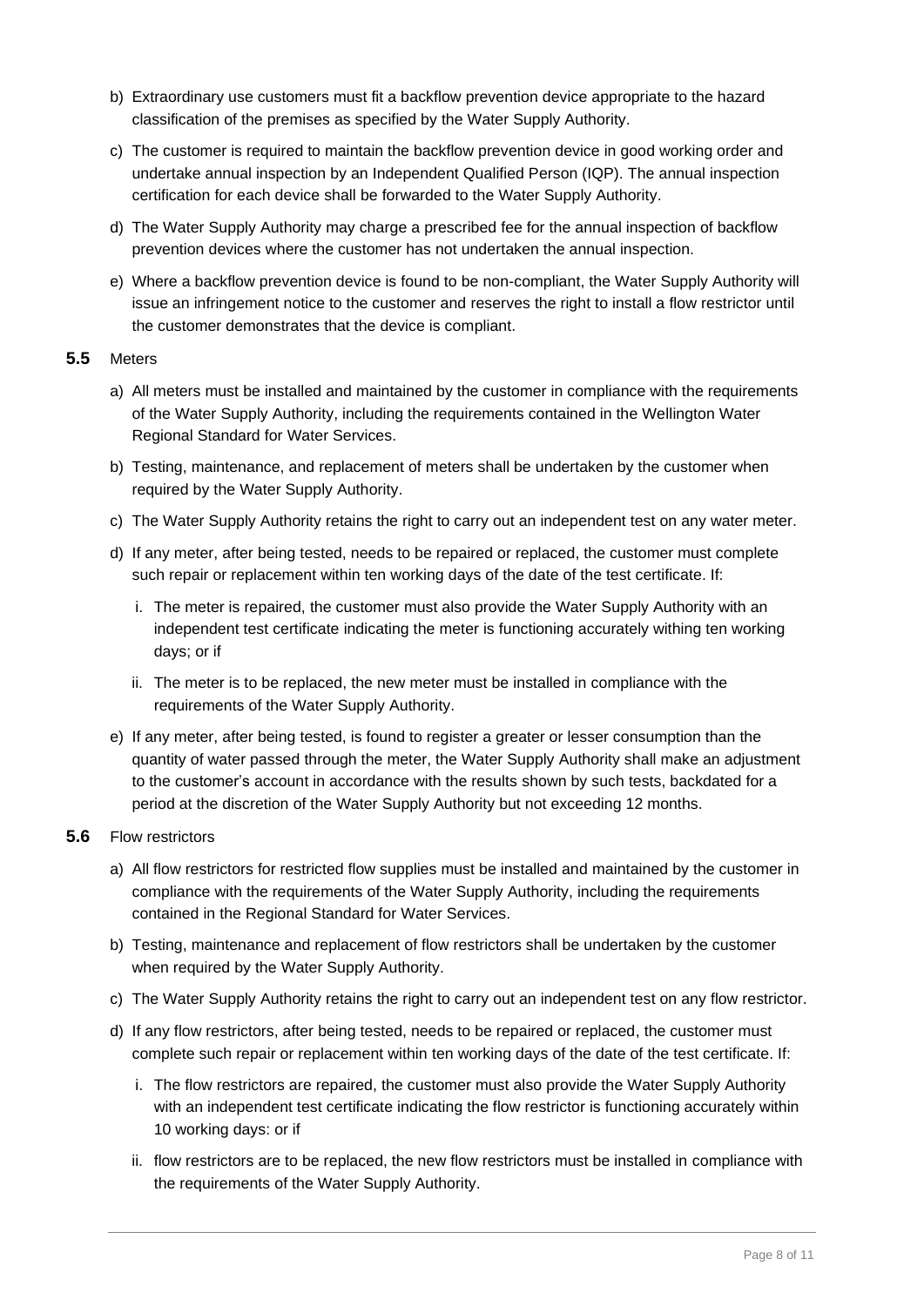b) Extraordinary use customers must fit a backflow prevention device appropriate to the hazard classification of the premises as specified by the Water Supply Authority.

c) The customer is required to maintain the backflow prevention device in good working order and undertake annual inspection by an Independent Qualified Person (IQP). The annual inspection certification for each device shall be forwarded to the Water Supply Authority.

d) The Water Supply Authority may charge a prescribed fee for the annual inspection of backflow prevention devices where the customer has not undertaken the annual inspection.

e) Where a backflow prevention device is found to be non-compliant, the Water Supply Authority will issue an infringement notice to the customer and reserves the right to install a flow restrictor until the customer demonstrates that the device is compliant.

**5.5** Meters

a) All meters must be installed and maintained by the customer in compliance with the requirements of the Water Supply Authority, including the requirements contained in the Wellington Water Regional Standard for Water Services.

b) Testing, maintenance, and replacement of meters shall be undertaken by the customer when required by the Water Supply Authority.

c) The Water Supply Authority retains the right to carry out an independent test on any water meter.

d) If any meter, after being tested, needs to be repaired or replaced, the customer must complete such repair or replacement within ten working days of the date of the test certificate. If:

   i. The meter is repaired, the customer must also provide the Water Supply Authority with an independent test certificate indicating the meter is functioning accurately withing ten working days; or if

   ii. The meter is to be replaced, the new meter must be installed in compliance with the requirements of the Water Supply Authority.

e) If any meter, after being tested, is found to register a greater or lesser consumption than the quantity of water passed through the meter, the Water Supply Authority shall make an adjustment to the customer's account in accordance with the results shown by such tests, backdated for a period at the discretion of the Water Supply Authority but not exceeding 12 months.

**5.6** Flow restrictors

a) All flow restrictors for restricted flow supplies must be installed and maintained by the customer in compliance with the requirements of the Water Supply Authority, including the requirements contained in the Regional Standard for Water Services.

b) Testing, maintenance and replacement of flow restrictors shall be undertaken by the customer when required by the Water Supply Authority.

c) The Water Supply Authority retains the right to carry out an independent test on any flow restrictor.

d) If any flow restrictors, after being tested, needs to be repaired or replaced, the customer must complete such repair or replacement within ten working days of the date of the test certificate. If:

   i. The flow restrictors are repaired, the customer must also provide the Water Supply Authority with an independent test certificate indicating the flow restrictor is functioning accurately within 10 working days: or if

   ii. flow restrictors are to be replaced, the new flow restrictors must be installed in compliance with the requirements of the Water Supply Authority.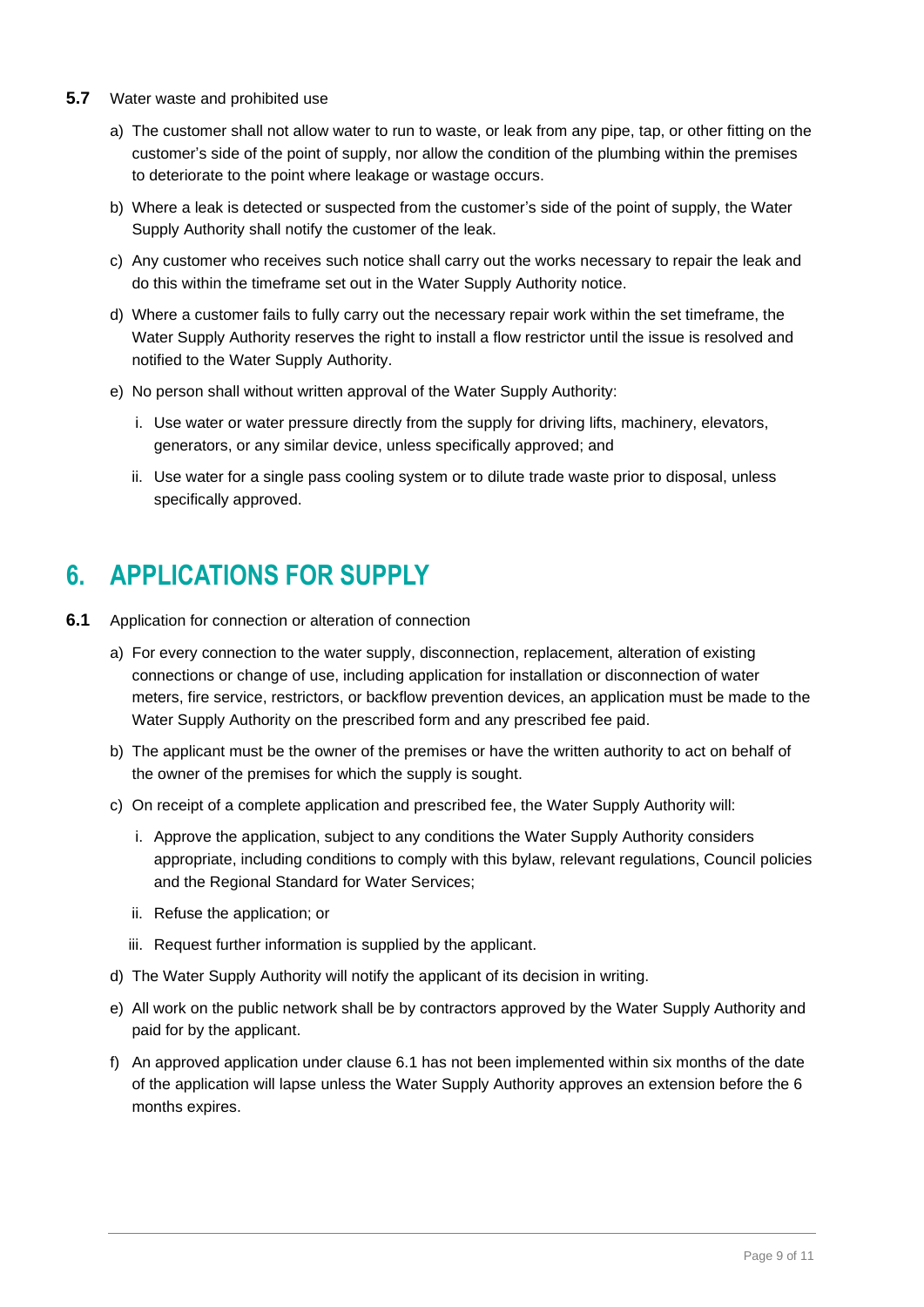**5.7** Water waste and prohibited use

a) The customer shall not allow water to run to waste, or leak from any pipe, tap, or other fitting on the customer's side of the point of supply, nor allow the condition of the plumbing within the premises to deteriorate to the point where leakage or wastage occurs.

b) Where a leak is detected or suspected from the customer's side of the point of supply, the Water Supply Authority shall notify the customer of the leak.

c) Any customer who receives such notice shall carry out the works necessary to repair the leak and do this within the timeframe set out in the Water Supply Authority notice.

d) Where a customer fails to fully carry out the necessary repair work within the set timeframe, the Water Supply Authority reserves the right to install a flow restrictor until the issue is resolved and notified to the Water Supply Authority.

e) No person shall without written approval of the Water Supply Authority:

   i. Use water or water pressure directly from the supply for driving lifts, machinery, elevators, generators, or any similar device, unless specifically approved; and

   ii. Use water for a single pass cooling system or to dilute trade waste prior to disposal, unless specifically approved.

# 6. APPLICATIONS FOR SUPPLY

**6.1** Application for connection or alteration of connection

a) For every connection to the water supply, disconnection, replacement, alteration of existing connections or change of use, including application for installation or disconnection of water meters, fire service, restrictors, or backflow prevention devices, an application must be made to the Water Supply Authority on the prescribed form and any prescribed fee paid.

b) The applicant must be the owner of the premises or have the written authority to act on behalf of the owner of the premises for which the supply is sought.

c) On receipt of a complete application and prescribed fee, the Water Supply Authority will:

   i. Approve the application, subject to any conditions the Water Supply Authority considers appropriate, including conditions to comply with this bylaw, relevant regulations, Council policies and the Regional Standard for Water Services;

   ii. Refuse the application; or

   iii. Request further information is supplied by the applicant.

d) The Water Supply Authority will notify the applicant of its decision in writing.

e) All work on the public network shall be by contractors approved by the Water Supply Authority and paid for by the applicant.

f) An approved application under clause 6.1 has not been implemented within six months of the date of the application will lapse unless the Water Supply Authority approves an extension before the 6 months expires.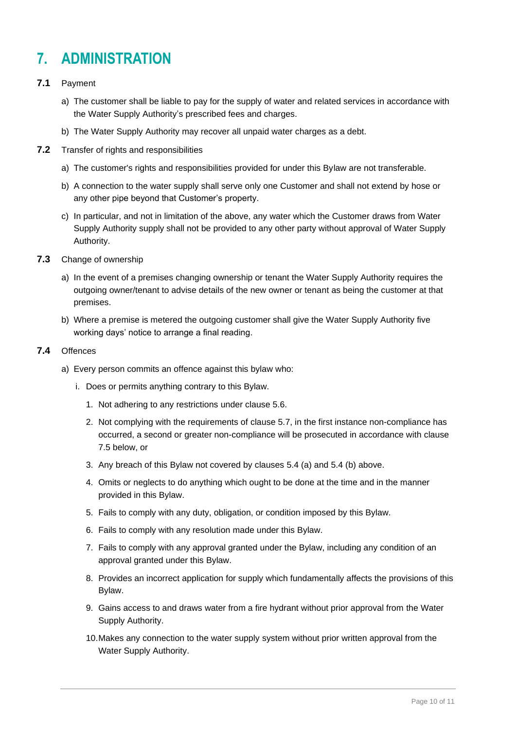# 7. ADMINISTRATION

**7.1** Payment

a) The customer shall be liable to pay for the supply of water and related services in accordance with the Water Supply Authority's prescribed fees and charges.

b) The Water Supply Authority may recover all unpaid water charges as a debt.

**7.2** Transfer of rights and responsibilities

a) The customer's rights and responsibilities provided for under this Bylaw are not transferable.

b) A connection to the water supply shall serve only one Customer and shall not extend by hose or any other pipe beyond that Customer's property.

c) In particular, and not in limitation of the above, any water which the Customer draws from Water Supply Authority supply shall not be provided to any other party without approval of Water Supply Authority.

**7.3** Change of ownership

a) In the event of a premises changing ownership or tenant the Water Supply Authority requires the outgoing owner/tenant to advise details of the new owner or tenant as being the customer at that premises.

b) Where a premise is metered the outgoing customer shall give the Water Supply Authority five working days' notice to arrange a final reading.

**7.4** Offences

a) Every person commits an offence against this bylaw who:

i. Does or permits anything contrary to this Bylaw.

1. Not adhering to any restrictions under clause 5.6.
2. Not complying with the requirements of clause 5.7, in the first instance non-compliance has occurred, a second or greater non-compliance will be prosecuted in accordance with clause 7.5 below, or
3. Any breach of this Bylaw not covered by clauses 5.4 (a) and 5.4 (b) above.
4. Omits or neglects to do anything which ought to be done at the time and in the manner provided in this Bylaw.
5. Fails to comply with any duty, obligation, or condition imposed by this Bylaw.
6. Fails to comply with any resolution made under this Bylaw.
7. Fails to comply with any approval granted under the Bylaw, including any condition of an approval granted under this Bylaw.
8. Provides an incorrect application for supply which fundamentally affects the provisions of this Bylaw.
9. Gains access to and draws water from a fire hydrant without prior approval from the Water Supply Authority.
10. Makes any connection to the water supply system without prior written approval from the Water Supply Authority.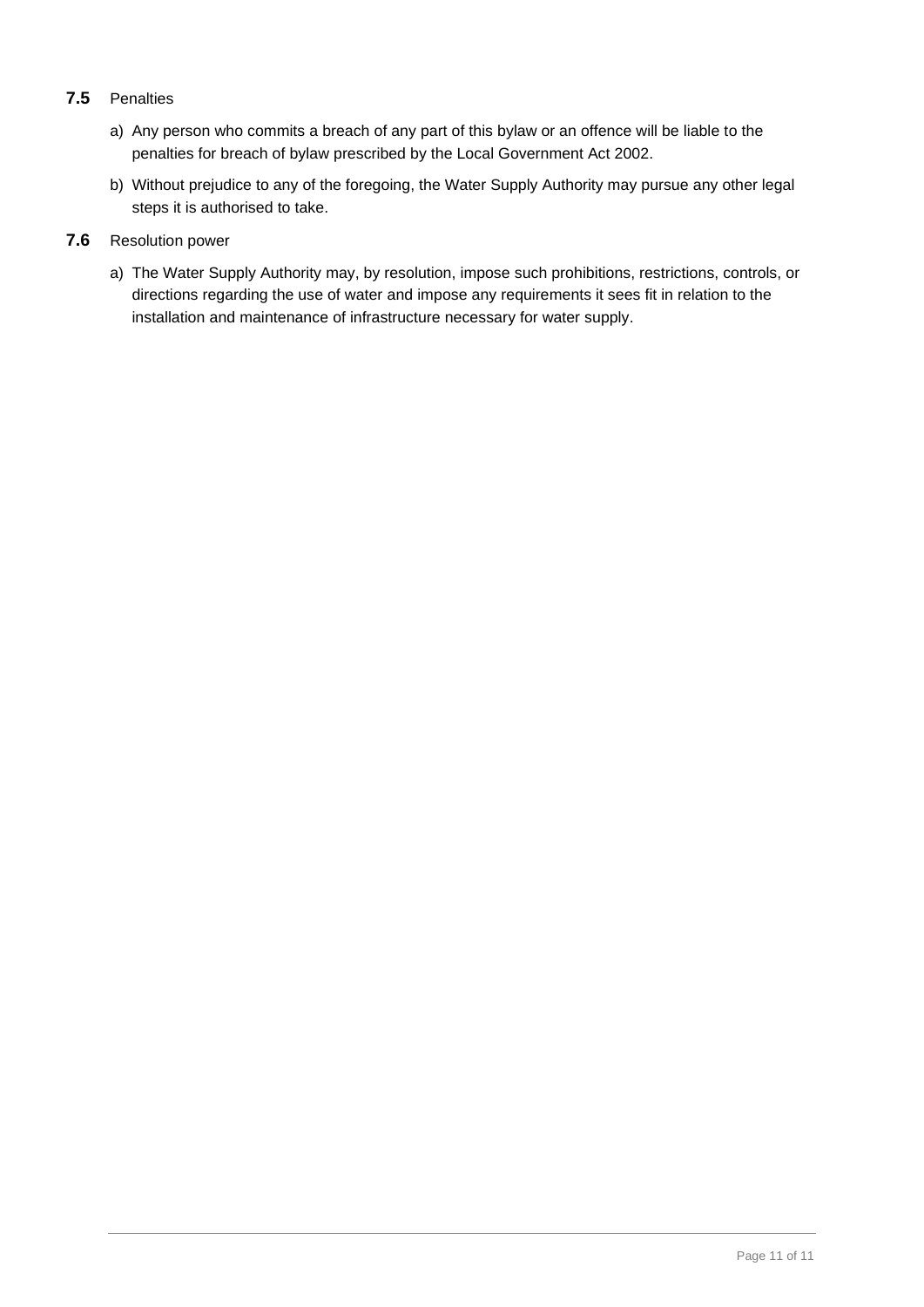**7.5** Penalties

a) Any person who commits a breach of any part of this bylaw or an offence will be liable to the penalties for breach of bylaw prescribed by the Local Government Act 2002.

b) Without prejudice to any of the foregoing, the Water Supply Authority may pursue any other legal steps it is authorised to take.

**7.6** Resolution power

a) The Water Supply Authority may, by resolution, impose such prohibitions, restrictions, controls, or directions regarding the use of water and impose any requirements it sees fit in relation to the installation and maintenance of infrastructure necessary for water supply.